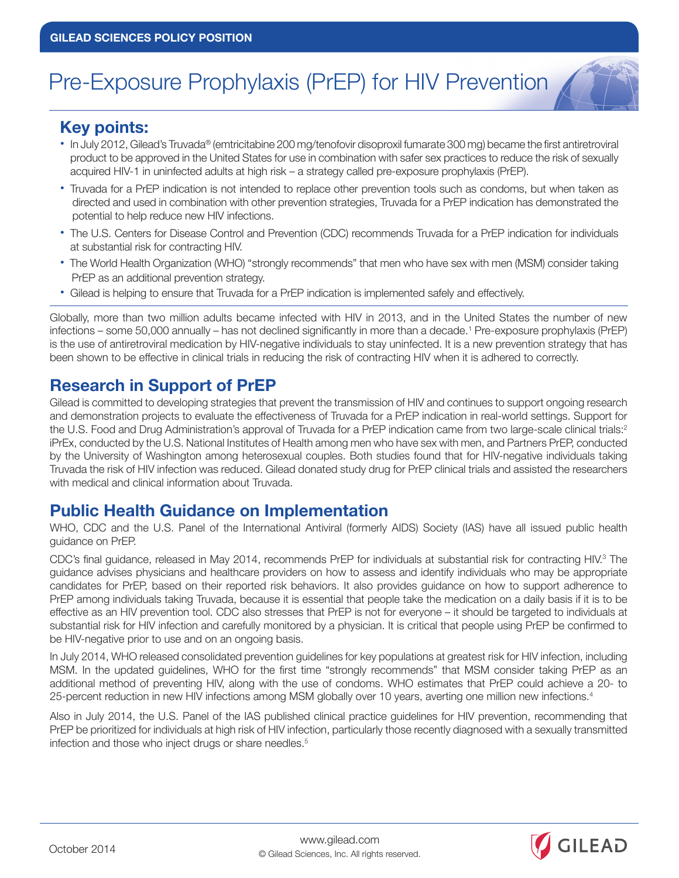GILEAD SCIENCES POLICY POSITION

# Pre-Exposure Prophylaxis (PrEP) for HIV Prevention

## Key points:

- In July 2012, Gilead's Truvada® (emtricitabine 200 mg/tenofovir disoproxil fumarate 300 mg) became the first antiretroviral product to be approved in the United States for use in combination with safer sex practices to reduce the risk of sexually acquired HIV-1 in uninfected adults at high risk – a strategy called pre-exposure prophylaxis (PrEP).
- Truvada for a PrEP indication is not intended to replace other prevention tools such as condoms, but when taken as directed and used in combination with other prevention strategies, Truvada for a PrEP indication has demonstrated the potential to help reduce new HIV infections.
- The U.S. Centers for Disease Control and Prevention (CDC) recommends Truvada for a PrEP indication for individuals at substantial risk for contracting HIV.
- The World Health Organization (WHO) "strongly recommends" that men who have sex with men (MSM) consider taking PrEP as an additional prevention strategy.
- Gilead is helping to ensure that Truvada for a PrEP indication is implemented safely and effectively.

Globally, more than two million adults became infected with HIV in 2013, and in the United States the number of new infections – some 50,000 annually – has not declined significantly in more than a decade.[1] Pre-exposure prophylaxis (PrEP) is the use of antiretroviral medication by HIV-negative individuals to stay uninfected. It is a new prevention strategy that has been shown to be effective in clinical trials in reducing the risk of contracting HIV when it is adhered to correctly.

## Research in Support of PrEP

Gilead is committed to developing strategies that prevent the transmission of HIV and continues to support ongoing research and demonstration projects to evaluate the effectiveness of Truvada for a PrEP indication in real-world settings. Support for the U.S. Food and Drug Administration's approval of Truvada for a PrEP indication came from two large-scale clinical trials:[2] iPrEx, conducted by the U.S. National Institutes of Health among men who have sex with men, and Partners PrEP, conducted by the University of Washington among heterosexual couples. Both studies found that for HIV-negative individuals taking Truvada the risk of HIV infection was reduced. Gilead donated study drug for PrEP clinical trials and assisted the researchers with medical and clinical information about Truvada.

## Public Health Guidance on Implementation

WHO, CDC and the U.S. Panel of the International Antiviral (formerly AIDS) Society (IAS) have all issued public health guidance on PrEP.

CDC's final guidance, released in May 2014, recommends PrEP for individuals at substantial risk for contracting HIV.[3] The guidance advises physicians and healthcare providers on how to assess and identify individuals who may be appropriate candidates for PrEP, based on their reported risk behaviors. It also provides guidance on how to support adherence to PrEP among individuals taking Truvada, because it is essential that people take the medication on a daily basis if it is to be effective as an HIV prevention tool. CDC also stresses that PrEP is not for everyone – it should be targeted to individuals at substantial risk for HIV infection and carefully monitored by a physician. It is critical that people using PrEP be confirmed to be HIV-negative prior to use and on an ongoing basis.

In July 2014, WHO released consolidated prevention guidelines for key populations at greatest risk for HIV infection, including MSM. In the updated guidelines, WHO for the first time "strongly recommends" that MSM consider taking PrEP as an additional method of preventing HIV, along with the use of condoms. WHO estimates that PrEP could achieve a 20- to 25-percent reduction in new HIV infections among MSM globally over 10 years, averting one million new infections.[4]

Also in July 2014, the U.S. Panel of the IAS published clinical practice guidelines for HIV prevention, recommending that PrEP be prioritized for individuals at high risk of HIV infection, particularly those recently diagnosed with a sexually transmitted infection and those who inject drugs or share needles.[5]

October 2014

www.gilead.com
© Gilead Sciences, Inc. All rights reserved.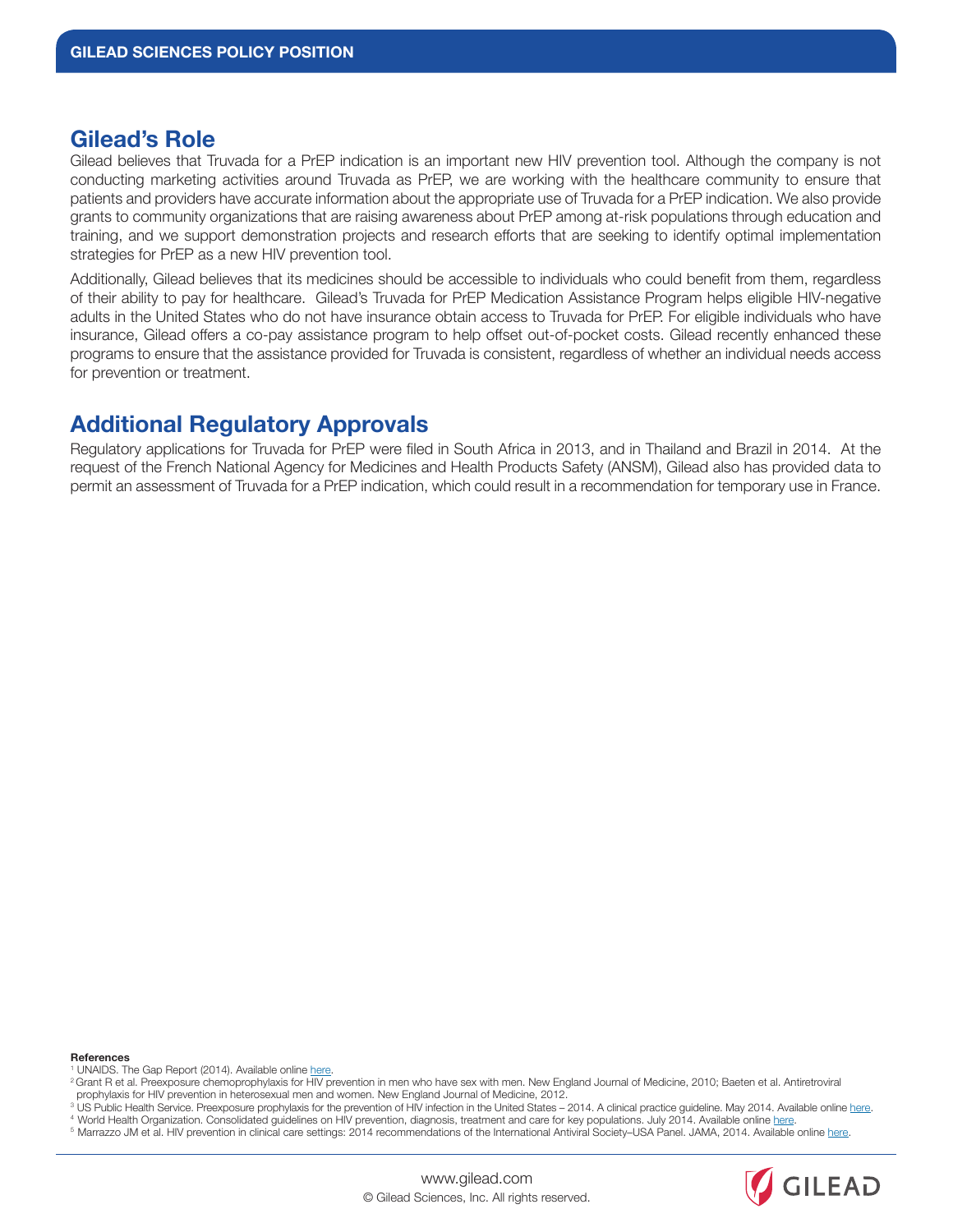## Gilead's Role

Gilead believes that Truvada for a PrEP indication is an important new HIV prevention tool. Although the company is not conducting marketing activities around Truvada as PrEP, we are working with the healthcare community to ensure that patients and providers have accurate information about the appropriate use of Truvada for a PrEP indication. We also provide grants to community organizations that are raising awareness about PrEP among at-risk populations through education and training, and we support demonstration projects and research efforts that are seeking to identify optimal implementation strategies for PrEP as a new HIV prevention tool.

Additionally, Gilead believes that its medicines should be accessible to individuals who could benefit from them, regardless of their ability to pay for healthcare. Gilead's Truvada for PrEP Medication Assistance Program helps eligible HIV-negative adults in the United States who do not have insurance obtain access to Truvada for PrEP. For eligible individuals who have insurance, Gilead offers a co-pay assistance program to help offset out-of-pocket costs. Gilead recently enhanced these programs to ensure that the assistance provided for Truvada is consistent, regardless of whether an individual needs access for prevention or treatment.

## Additional Regulatory Approvals

Regulatory applications for Truvada for PrEP were filed in South Africa in 2013, and in Thailand and Brazil in 2014. At the request of the French National Agency for Medicines and Health Products Safety (ANSM), Gilead also has provided data to permit an assessment of Truvada for a PrEP indication, which could result in a recommendation for temporary use in France.

**References**

[1] UNAIDS. The Gap Report (2014). Available online here.

[2] Grant R et al. Preexposure chemoprophylaxis for HIV prevention in men who have sex with men. New England Journal of Medicine, 2010; Baeten et al. Antiretroviral prophylaxis for HIV prevention in heterosexual men and women. New England Journal of Medicine, 2012.

[3] US Public Health Service. Preexposure prophylaxis for the prevention of HIV infection in the United States – 2014. A clinical practice guideline. May 2014. Available online here.

[4] World Health Organization. Consolidated guidelines on HIV prevention, diagnosis, treatment and care for key populations. July 2014. Available online here.

[5] Marrazzo JM et al. HIV prevention in clinical care settings: 2014 recommendations of the International Antiviral Society–USA Panel. JAMA, 2014. Available online here.